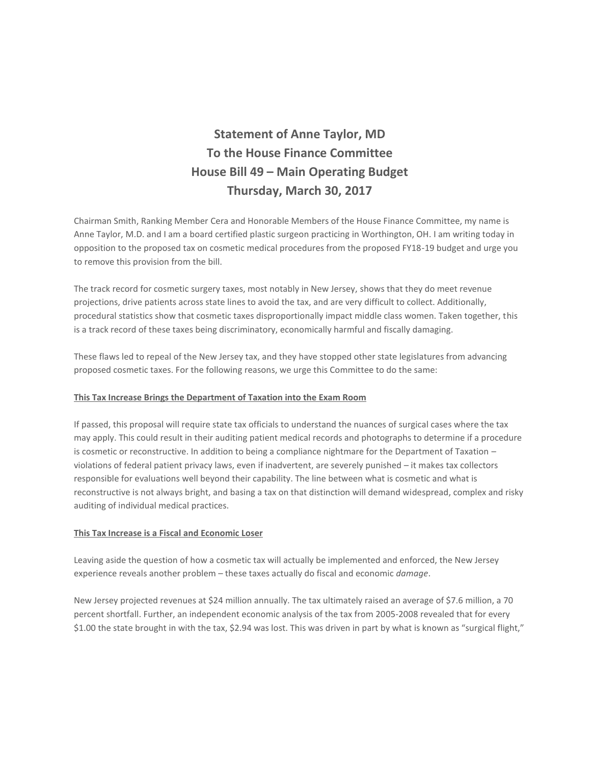# Statement of Anne Taylor, MD
# To the House Finance Committee
# House Bill 49 – Main Operating Budget
# Thursday, March 30, 2017

Chairman Smith, Ranking Member Cera and Honorable Members of the House Finance Committee, my name is Anne Taylor, M.D. and I am a board certified plastic surgeon practicing in Worthington, OH. I am writing today in opposition to the proposed tax on cosmetic medical procedures from the proposed FY18-19 budget and urge you to remove this provision from the bill.

The track record for cosmetic surgery taxes, most notably in New Jersey, shows that they do meet revenue projections, drive patients across state lines to avoid the tax, and are very difficult to collect. Additionally, procedural statistics show that cosmetic taxes disproportionally impact middle class women. Taken together, this is a track record of these taxes being discriminatory, economically harmful and fiscally damaging.

These flaws led to repeal of the New Jersey tax, and they have stopped other state legislatures from advancing proposed cosmetic taxes. For the following reasons, we urge this Committee to do the same:

<u>**This Tax Increase Brings the Department of Taxation into the Exam Room**</u>

If passed, this proposal will require state tax officials to understand the nuances of surgical cases where the tax may apply. This could result in their auditing patient medical records and photographs to determine if a procedure is cosmetic or reconstructive. In addition to being a compliance nightmare for the Department of Taxation – violations of federal patient privacy laws, even if inadvertent, are severely punished – it makes tax collectors responsible for evaluations well beyond their capability. The line between what is cosmetic and what is reconstructive is not always bright, and basing a tax on that distinction will demand widespread, complex and risky auditing of individual medical practices.

<u>**This Tax Increase is a Fiscal and Economic Loser**</u>

Leaving aside the question of how a cosmetic tax will actually be implemented and enforced, the New Jersey experience reveals another problem – these taxes actually do fiscal and economic *damage*.

New Jersey projected revenues at $24 million annually. The tax ultimately raised an average of $7.6 million, a 70 percent shortfall. Further, an independent economic analysis of the tax from 2005-2008 revealed that for every $1.00 the state brought in with the tax, $2.94 was lost. This was driven in part by what is known as "surgical flight,"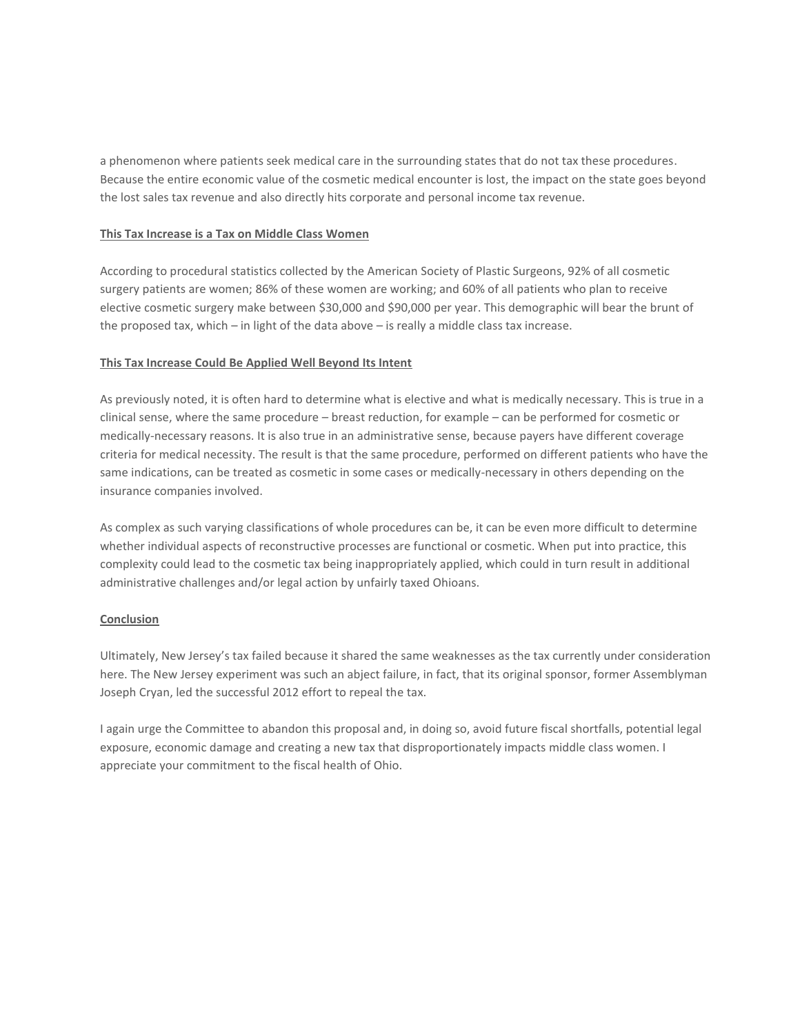a phenomenon where patients seek medical care in the surrounding states that do not tax these procedures. Because the entire economic value of the cosmetic medical encounter is lost, the impact on the state goes beyond the lost sales tax revenue and also directly hits corporate and personal income tax revenue.

## This Tax Increase is a Tax on Middle Class Women

According to procedural statistics collected by the American Society of Plastic Surgeons, 92% of all cosmetic surgery patients are women; 86% of these women are working; and 60% of all patients who plan to receive elective cosmetic surgery make between $30,000 and $90,000 per year. This demographic will bear the brunt of the proposed tax, which – in light of the data above – is really a middle class tax increase.

## This Tax Increase Could Be Applied Well Beyond Its Intent

As previously noted, it is often hard to determine what is elective and what is medically necessary. This is true in a clinical sense, where the same procedure – breast reduction, for example – can be performed for cosmetic or medically-necessary reasons. It is also true in an administrative sense, because payers have different coverage criteria for medical necessity. The result is that the same procedure, performed on different patients who have the same indications, can be treated as cosmetic in some cases or medically-necessary in others depending on the insurance companies involved.

As complex as such varying classifications of whole procedures can be, it can be even more difficult to determine whether individual aspects of reconstructive processes are functional or cosmetic. When put into practice, this complexity could lead to the cosmetic tax being inappropriately applied, which could in turn result in additional administrative challenges and/or legal action by unfairly taxed Ohioans.

## Conclusion

Ultimately, New Jersey's tax failed because it shared the same weaknesses as the tax currently under consideration here. The New Jersey experiment was such an abject failure, in fact, that its original sponsor, former Assemblyman Joseph Cryan, led the successful 2012 effort to repeal the tax.

I again urge the Committee to abandon this proposal and, in doing so, avoid future fiscal shortfalls, potential legal exposure, economic damage and creating a new tax that disproportionately impacts middle class women. I appreciate your commitment to the fiscal health of Ohio.